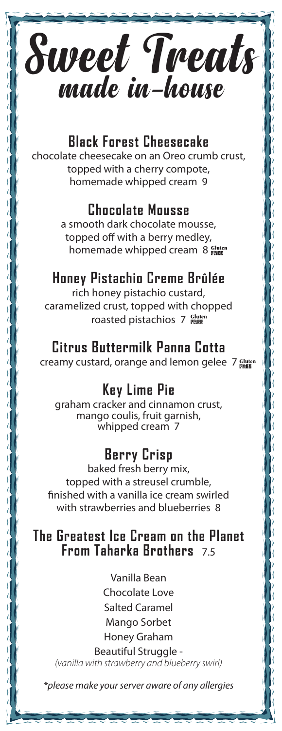# Sweet Treats
## made in-house

### Black Forest Cheesecake

chocolate cheesecake on an Oreo crumb crust, topped with a cherry compote, homemade whipped cream 9

### Chocolate Mousse

a smooth dark chocolate mousse, topped off with a berry medley, homemade whipped cream 8 Gluten FREE

### Honey Pistachio Creme Brûlée

rich honey pistachio custard, caramelized crust, topped with chopped roasted pistachios 7 Gluten FREE

### Citrus Buttermilk Panna Cotta

creamy custard, orange and lemon gelee 7 Gluten FREE

### Key Lime Pie

graham cracker and cinnamon crust, mango coulis, fruit garnish, whipped cream 7

### Berry Crisp

baked fresh berry mix, topped with a streusel crumble, finished with a vanilla ice cream swirled with strawberries and blueberries 8

### The Greatest Ice Cream on the Planet From Taharka Brothers 7.5

Vanilla Bean
Chocolate Love
Salted Caramel
Mango Sorbet
Honey Graham
Beautiful Struggle -
*(vanilla with strawberry and blueberry swirl)*

*\*please make your server aware of any allergies*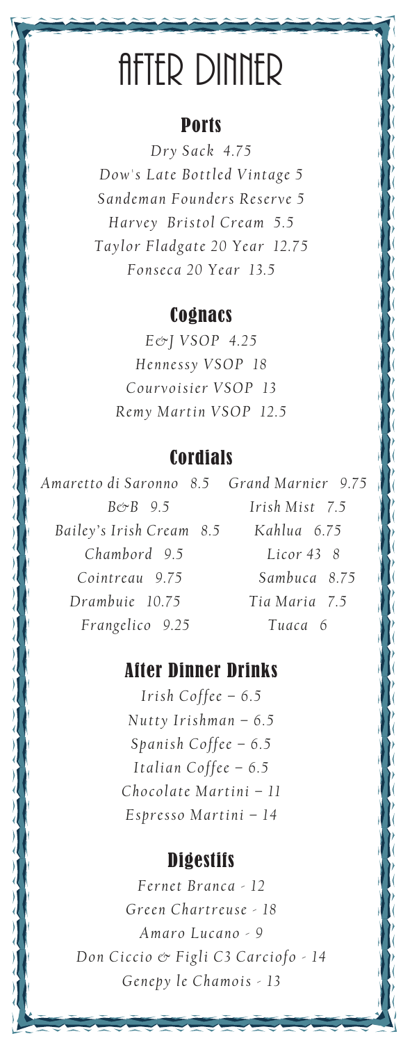# AFTER DINNER

## Ports

*Dry Sack 4.75*
*Dow's Late Bottled Vintage 5*
*Sandeman Founders Reserve 5*
*Harvey Bristol Cream 5.5*
*Taylor Fladgate 20 Year 12.75*
*Fonseca 20 Year 13.5*

## Cognacs

*E&J VSOP 4.25*
*Hennessy VSOP 18*
*Courvoisier VSOP 13*
*Remy Martin VSOP 12.5*

## Cordials

*Amaretto di Saronno 8.5*
*B&B 9.5*
*Bailey's Irish Cream 8.5*
*Chambord 9.5*
*Cointreau 9.75*
*Drambuie 10.75*
*Frangelico 9.25*
*Grand Marnier 9.75*
*Irish Mist 7.5*
*Kahlua 6.75*
*Licor 43 8*
*Sambuca 8.75*
*Tia Maria 7.5*
*Tuaca 6*

## After Dinner Drinks

*Irish Coffee – 6.5*
*Nutty Irishman – 6.5*
*Spanish Coffee – 6.5*
*Italian Coffee – 6.5*
*Chocolate Martini – 11*
*Espresso Martini – 14*

## Digestifs

*Fernet Branca - 12*
*Green Chartreuse - 18*
*Amaro Lucano - 9*
*Don Ciccio & Figli C3 Carciofo - 14*
*Genepy le Chamois - 13*